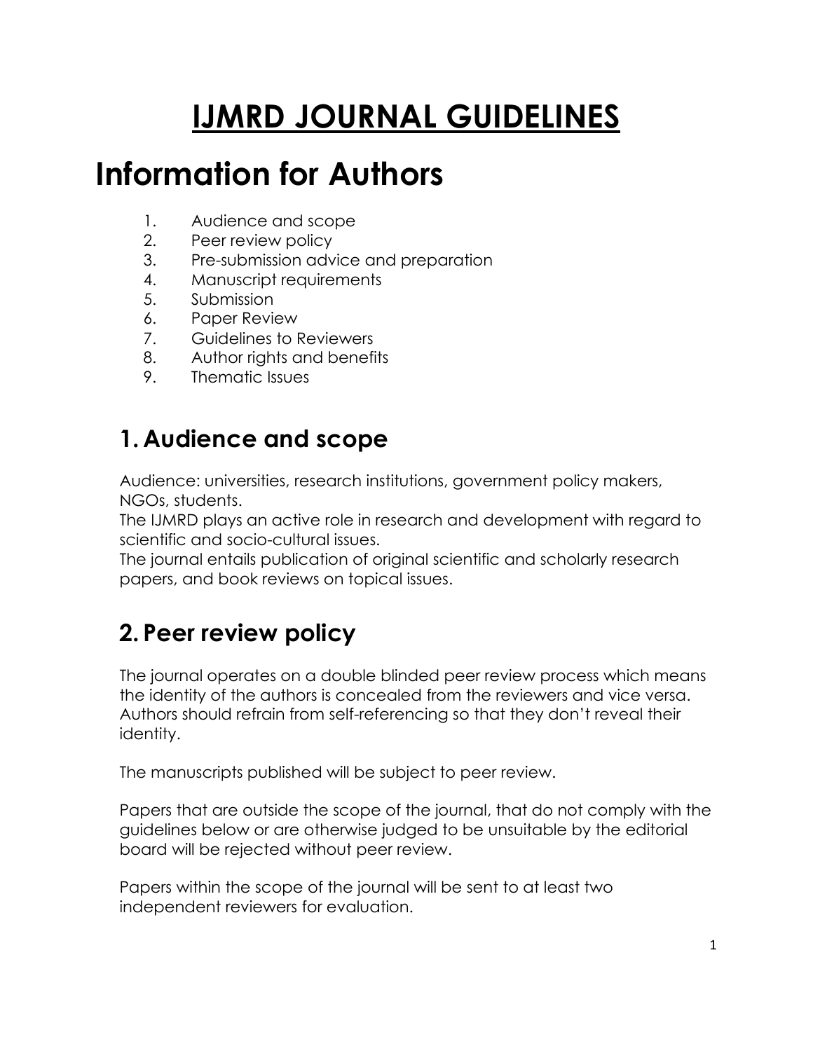# IJMRD JOURNAL GUIDELINES

# Information for Authors

1. Audience and scope
2. Peer review policy
3. Pre-submission advice and preparation
4. Manuscript requirements
5. Submission
6. Paper Review
7. Guidelines to Reviewers
8. Author rights and benefits
9. Thematic Issues

## 1. Audience and scope

Audience: universities, research institutions, government policy makers, NGOs, students.
The IJMRD plays an active role in research and development with regard to scientific and socio-cultural issues.
The journal entails publication of original scientific and scholarly research papers, and book reviews on topical issues.

## 2. Peer review policy

The journal operates on a double blinded peer review process which means the identity of the authors is concealed from the reviewers and vice versa. Authors should refrain from self-referencing so that they don't reveal their identity.

The manuscripts published will be subject to peer review.

Papers that are outside the scope of the journal, that do not comply with the guidelines below or are otherwise judged to be unsuitable by the editorial board will be rejected without peer review.

Papers within the scope of the journal will be sent to at least two independent reviewers for evaluation.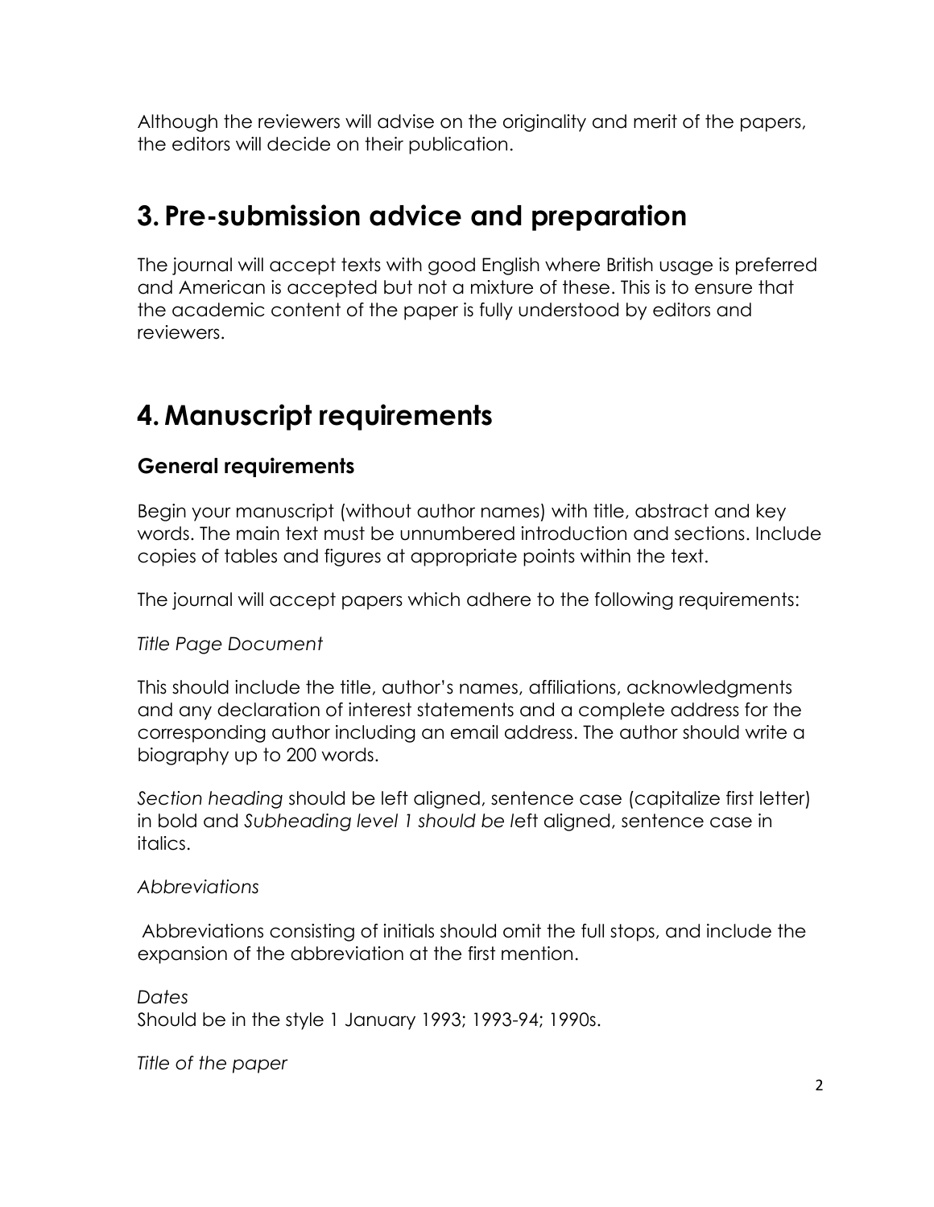Although the reviewers will advise on the originality and merit of the papers, the editors will decide on their publication.

## 3. Pre-submission advice and preparation

The journal will accept texts with good English where British usage is preferred and American is accepted but not a mixture of these. This is to ensure that the academic content of the paper is fully understood by editors and reviewers.

## 4. Manuscript requirements

### General requirements

Begin your manuscript (without author names) with title, abstract and key words. The main text must be unnumbered introduction and sections. Include copies of tables and figures at appropriate points within the text.

The journal will accept papers which adhere to the following requirements:

*Title Page Document*

This should include the title, author's names, affiliations, acknowledgments and any declaration of interest statements and a complete address for the corresponding author including an email address. The author should write a biography up to 200 words.

*Section heading* should be left aligned, sentence case (capitalize first letter) in bold and *Subheading level 1 should be l*eft aligned, sentence case in italics.

*Abbreviations*

Abbreviations consisting of initials should omit the full stops, and include the expansion of the abbreviation at the first mention.

*Dates*
Should be in the style 1 January 1993; 1993-94; 1990s.

*Title of the paper*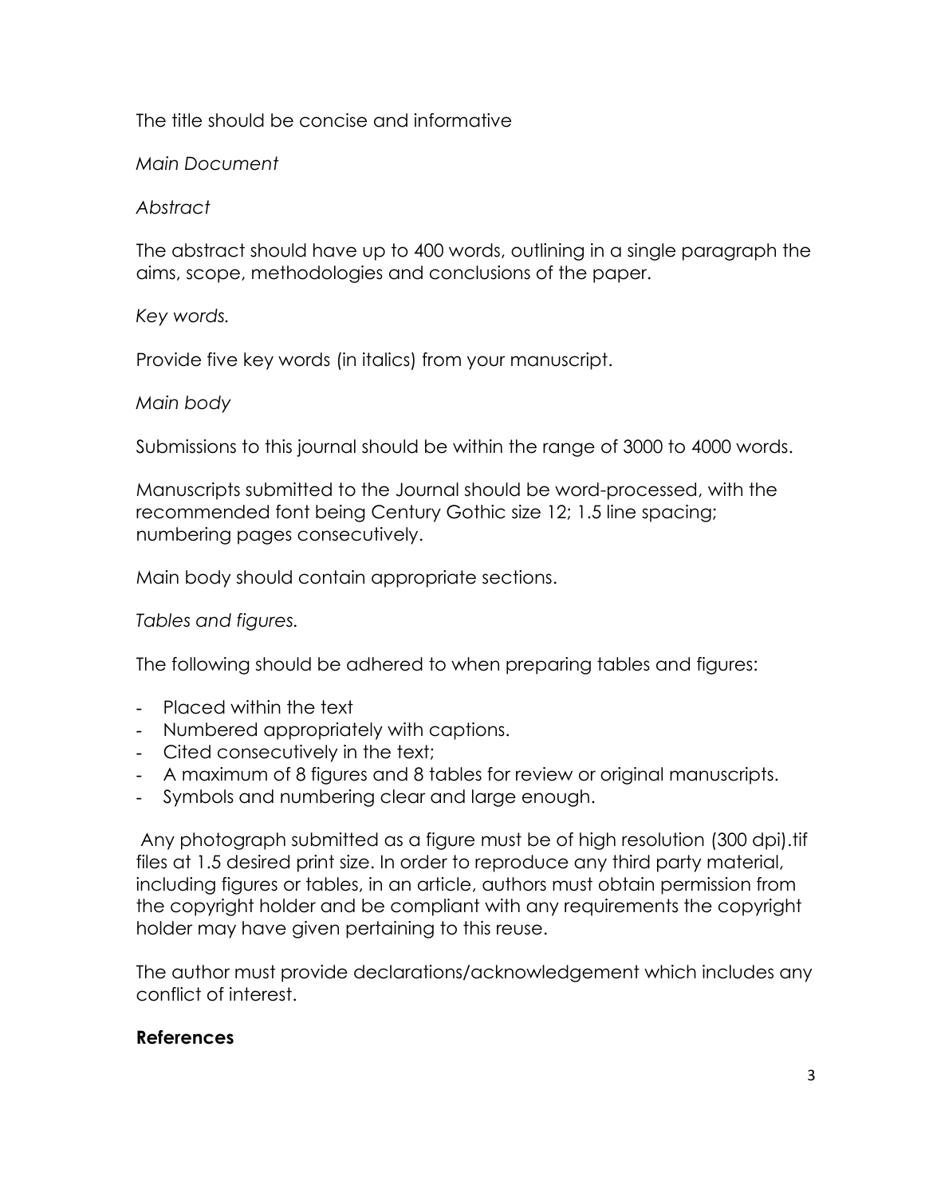The title should be concise and informative

*Main Document*

*Abstract*

The abstract should have up to 400 words, outlining in a single paragraph the aims, scope, methodologies and conclusions of the paper.

*Key words.*

Provide five key words (in italics) from your manuscript.

*Main body*

Submissions to this journal should be within the range of 3000 to 4000 words.

Manuscripts submitted to the Journal should be word-processed, with the recommended font being Century Gothic size 12; 1.5 line spacing; numbering pages consecutively.

Main body should contain appropriate sections.

*Tables and figures.*

The following should be adhered to when preparing tables and figures:

- Placed within the text
- Numbered appropriately with captions.
- Cited consecutively in the text;
- A maximum of 8 figures and 8 tables for review or original manuscripts.
- Symbols and numbering clear and large enough.

Any photograph submitted as a figure must be of high resolution (300 dpi).tif files at 1.5 desired print size. In order to reproduce any third party material, including figures or tables, in an article, authors must obtain permission from the copyright holder and be compliant with any requirements the copyright holder may have given pertaining to this reuse.

The author must provide declarations/acknowledgement which includes any conflict of interest.

**References**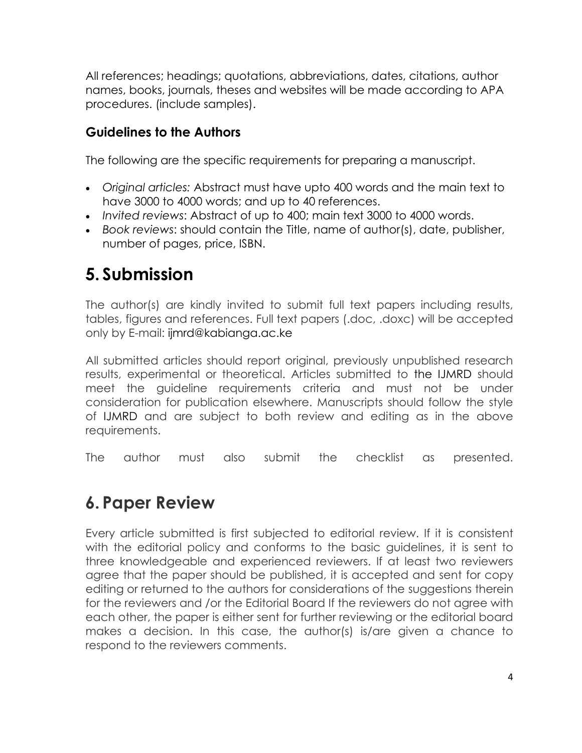All references; headings; quotations, abbreviations, dates, citations, author names, books, journals, theses and websites will be made according to APA procedures. (include samples).

### Guidelines to the Authors

The following are the specific requirements for preparing a manuscript.

- *Original articles:* Abstract must have upto 400 words and the main text to have 3000 to 4000 words; and up to 40 references.
- *Invited reviews*: Abstract of up to 400; main text 3000 to 4000 words.
- *Book reviews*: should contain the Title, name of author(s), date, publisher, number of pages, price, ISBN.

# 5. Submission

The author(s) are kindly invited to submit full text papers including results, tables, figures and references. Full text papers (.doc, .doxc) will be accepted only by E-mail: ijmrd@kabianga.ac.ke

All submitted articles should report original, previously unpublished research results, experimental or theoretical. Articles submitted to the IJMRD should meet the guideline requirements criteria and must not be under consideration for publication elsewhere. Manuscripts should follow the style of IJMRD and are subject to both review and editing as in the above requirements.

The author must also submit the checklist as presented.

# 6. Paper Review

Every article submitted is first subjected to editorial review. If it is consistent with the editorial policy and conforms to the basic guidelines, it is sent to three knowledgeable and experienced reviewers. If at least two reviewers agree that the paper should be published, it is accepted and sent for copy editing or returned to the authors for considerations of the suggestions therein for the reviewers and /or the Editorial Board If the reviewers do not agree with each other, the paper is either sent for further reviewing or the editorial board makes a decision. In this case, the author(s) is/are given a chance to respond to the reviewers comments.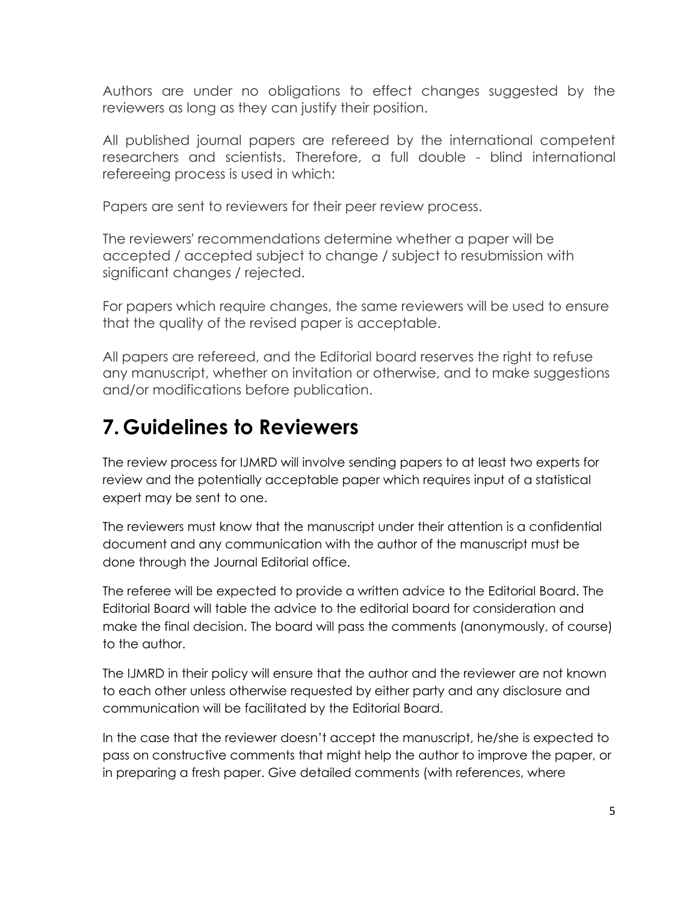Authors are under no obligations to effect changes suggested by the reviewers as long as they can justify their position.

All published journal papers are refereed by the international competent researchers and scientists. Therefore, a full double - blind international refereeing process is used in which:

Papers are sent to reviewers for their peer review process.

The reviewers' recommendations determine whether a paper will be accepted / accepted subject to change / subject to resubmission with significant changes / rejected.

For papers which require changes, the same reviewers will be used to ensure that the quality of the revised paper is acceptable.

All papers are refereed, and the Editorial board reserves the right to refuse any manuscript, whether on invitation or otherwise, and to make suggestions and/or modifications before publication.

## 7. Guidelines to Reviewers

The review process for IJMRD will involve sending papers to at least two experts for review and the potentially acceptable paper which requires input of a statistical expert may be sent to one.

The reviewers must know that the manuscript under their attention is a confidential document and any communication with the author of the manuscript must be done through the Journal Editorial office.

The referee will be expected to provide a written advice to the Editorial Board. The Editorial Board will table the advice to the editorial board for consideration and make the final decision. The board will pass the comments (anonymously, of course) to the author.

The IJMRD in their policy will ensure that the author and the reviewer are not known to each other unless otherwise requested by either party and any disclosure and communication will be facilitated by the Editorial Board.

In the case that the reviewer doesn't accept the manuscript, he/she is expected to pass on constructive comments that might help the author to improve the paper, or in preparing a fresh paper. Give detailed comments (with references, where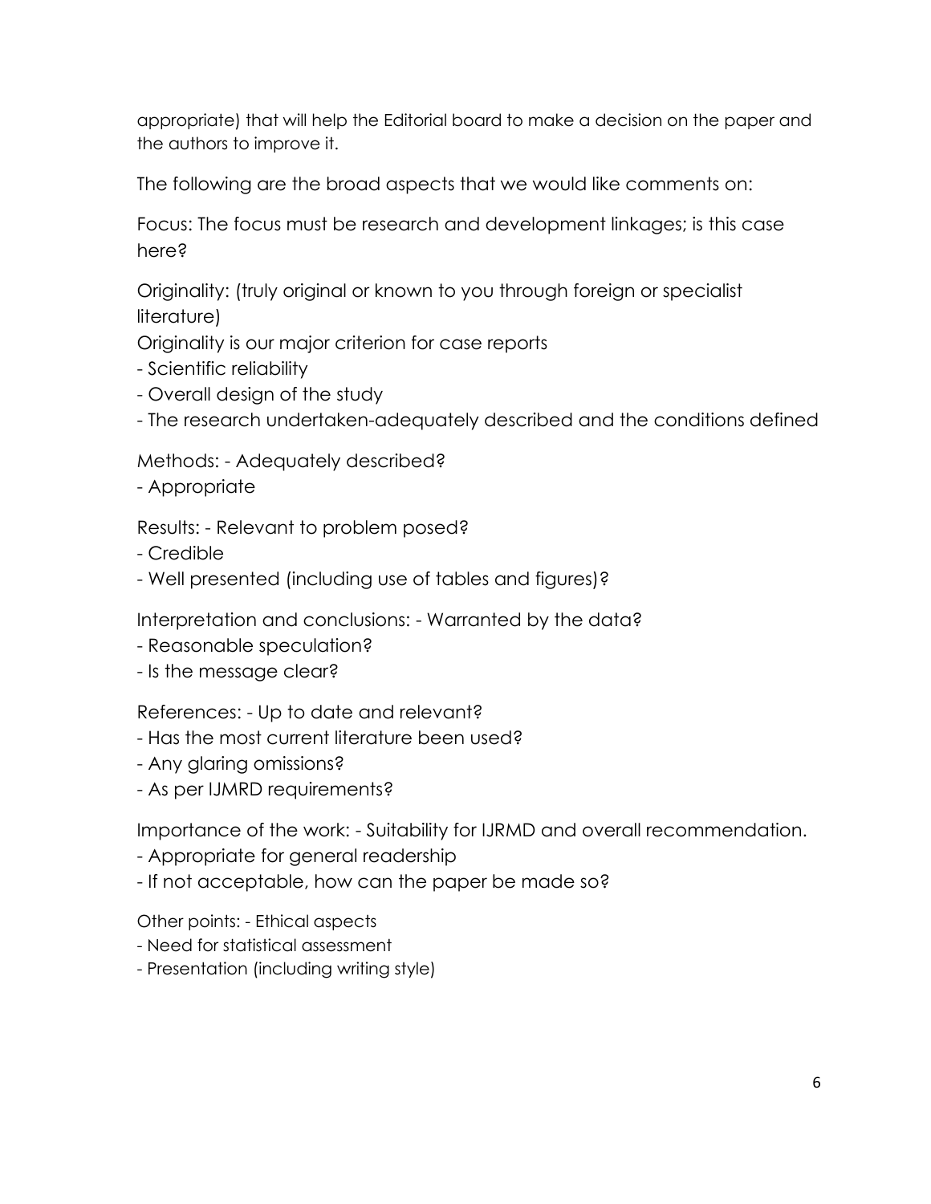appropriate) that will help the Editorial board to make a decision on the paper and the authors to improve it.

The following are the broad aspects that we would like comments on:

Focus: The focus must be research and development linkages; is this case here?

Originality: (truly original or known to you through foreign or specialist literature)
Originality is our major criterion for case reports
- Scientific reliability
- Overall design of the study
- The research undertaken-adequately described and the conditions defined

Methods: - Adequately described?
- Appropriate

Results: - Relevant to problem posed?
- Credible
- Well presented (including use of tables and figures)?

Interpretation and conclusions: - Warranted by the data?
- Reasonable speculation?
- Is the message clear?

References: - Up to date and relevant?
- Has the most current literature been used?
- Any glaring omissions?
- As per IJMRD requirements?

Importance of the work: - Suitability for IJRMD and overall recommendation.
- Appropriate for general readership
- If not acceptable, how can the paper be made so?

Other points: - Ethical aspects
- Need for statistical assessment
- Presentation (including writing style)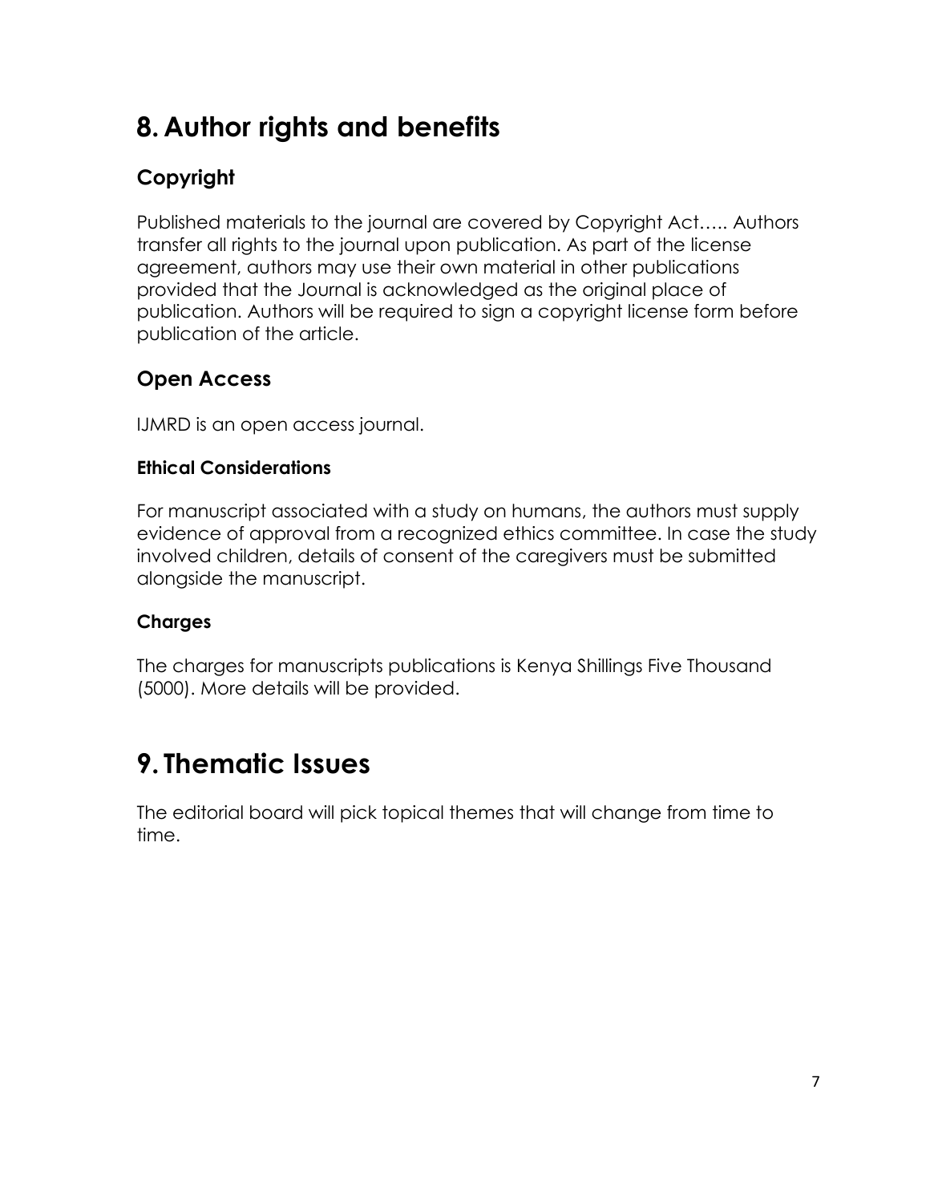# 8. Author rights and benefits

## Copyright

Published materials to the journal are covered by Copyright Act….. Authors transfer all rights to the journal upon publication. As part of the license agreement, authors may use their own material in other publications provided that the Journal is acknowledged as the original place of publication. Authors will be required to sign a copyright license form before publication of the article.

## Open Access

IJMRD is an open access journal.

### Ethical Considerations

For manuscript associated with a study on humans, the authors must supply evidence of approval from a recognized ethics committee. In case the study involved children, details of consent of the caregivers must be submitted alongside the manuscript.

### Charges

The charges for manuscripts publications is Kenya Shillings Five Thousand (5000). More details will be provided.

# 9. Thematic Issues

The editorial board will pick topical themes that will change from time to time.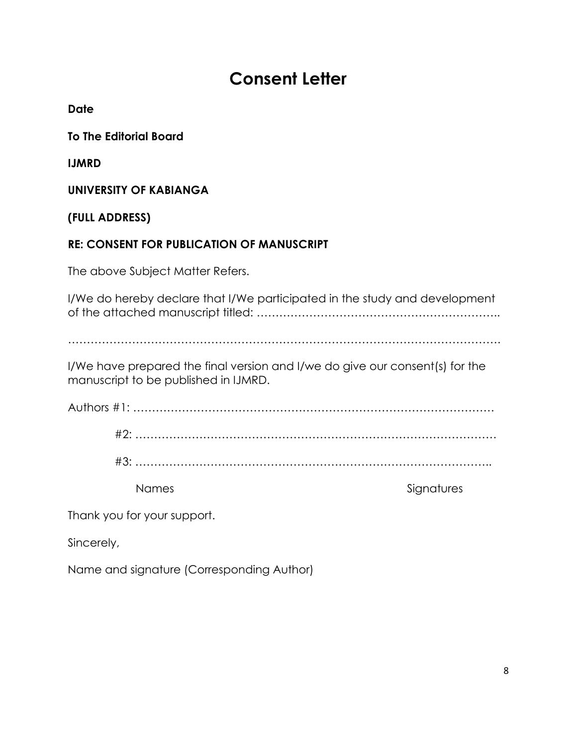# Consent Letter

**Date**

**To The Editorial Board**

**IJMRD**

**UNIVERSITY OF KABIANGA**

**(FULL ADDRESS)**

**RE: CONSENT FOR PUBLICATION OF MANUSCRIPT**

The above Subject Matter Refers.

I/We do hereby declare that I/We participated in the study and development of the attached manuscript titled: ………………………………………………………..

……………………………………………………………………………………………………

I/We have prepared the final version and I/we do give our consent(s) for the manuscript to be published in IJMRD.

Authors #1: …………………………………………………………………………………

#2: …………………………………………………………………………………

#3: ………………………………………………………………………………..

Names Signatures

Thank you for your support.

Sincerely,

Name and signature (Corresponding Author)